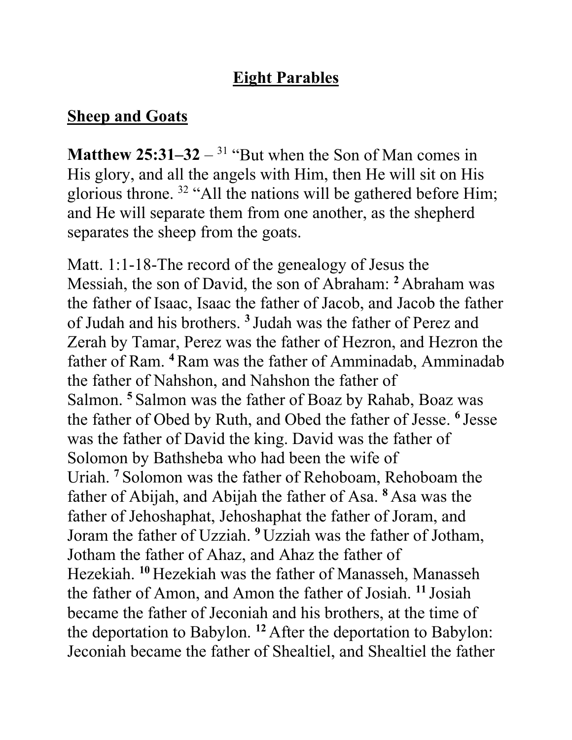# Eight Parables

## Sheep and Goats

**Matthew 25:31–32** – [31] "But when the Son of Man comes in His glory, and all the angels with Him, then He will sit on His glorious throne. [32] "All the nations will be gathered before Him; and He will separate them from one another, as the shepherd separates the sheep from the goats.

Matt. 1:1-18-The record of the genealogy of Jesus the Messiah, the son of David, the son of Abraham: **2** Abraham was the father of Isaac, Isaac the father of Jacob, and Jacob the father of Judah and his brothers. **3** Judah was the father of Perez and Zerah by Tamar, Perez was the father of Hezron, and Hezron the father of Ram. **4** Ram was the father of Amminadab, Amminadab the father of Nahshon, and Nahshon the father of Salmon. **5** Salmon was the father of Boaz by Rahab, Boaz was the father of Obed by Ruth, and Obed the father of Jesse. **6** Jesse was the father of David the king. David was the father of Solomon by Bathsheba who had been the wife of Uriah. **7** Solomon was the father of Rehoboam, Rehoboam the father of Abijah, and Abijah the father of Asa. **8** Asa was the father of Jehoshaphat, Jehoshaphat the father of Joram, and Joram the father of Uzziah. **9** Uzziah was the father of Jotham, Jotham the father of Ahaz, and Ahaz the father of Hezekiah. **10** Hezekiah was the father of Manasseh, Manasseh the father of Amon, and Amon the father of Josiah. **11** Josiah became the father of Jeconiah and his brothers, at the time of the deportation to Babylon. **12** After the deportation to Babylon: Jeconiah became the father of Shealtiel, and Shealtiel the father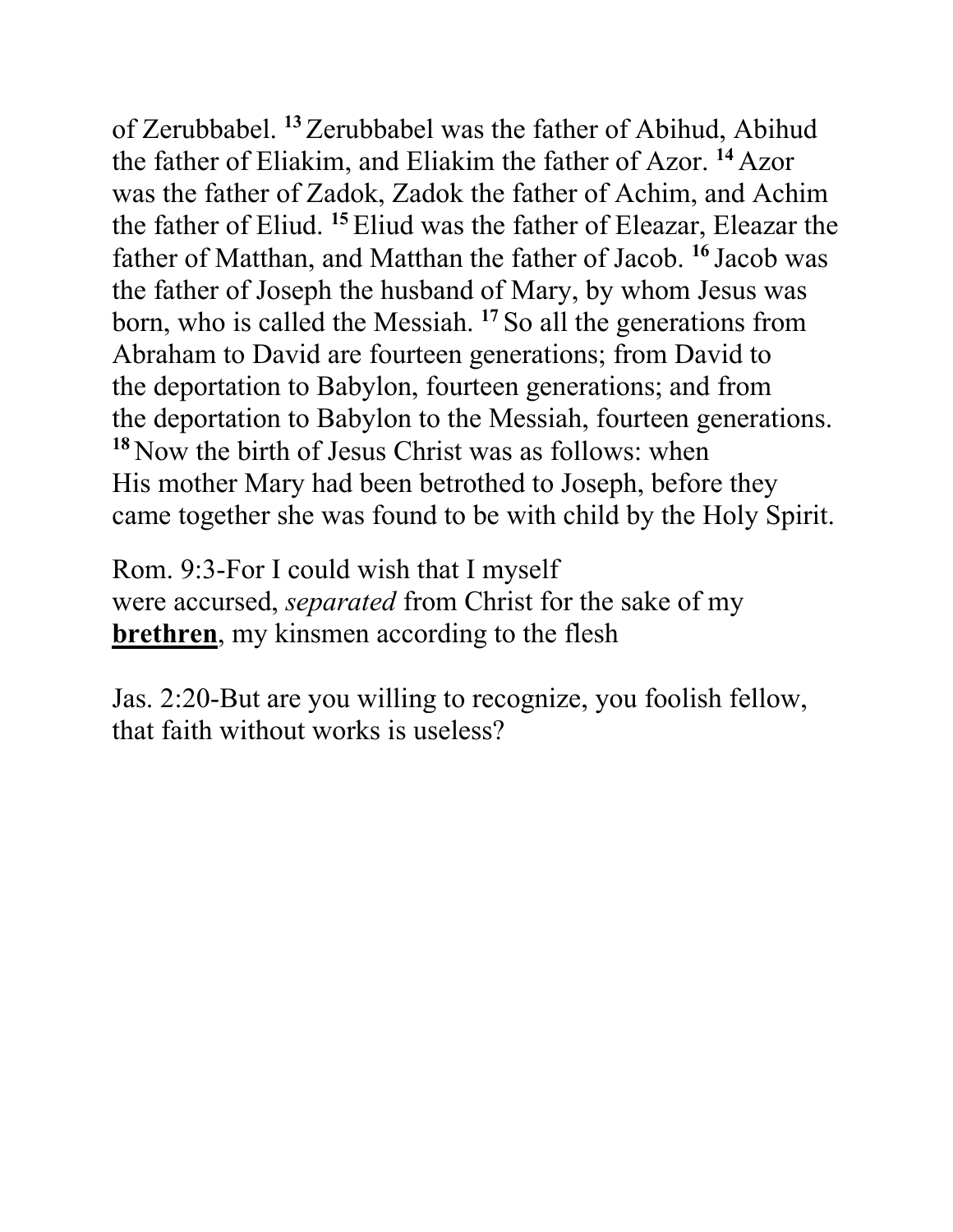of Zerubbabel. [13] Zerubbabel was the father of Abihud, Abihud the father of Eliakim, and Eliakim the father of Azor. [14] Azor was the father of Zadok, Zadok the father of Achim, and Achim the father of Eliud. [15] Eliud was the father of Eleazar, Eleazar the father of Matthan, and Matthan the father of Jacob. [16] Jacob was the father of Joseph the husband of Mary, by whom Jesus was born, who is called the Messiah. [17] So all the generations from Abraham to David are fourteen generations; from David to the deportation to Babylon, fourteen generations; and from the deportation to Babylon to the Messiah, fourteen generations. [18] Now the birth of Jesus Christ was as follows: when His mother Mary had been betrothed to Joseph, before they came together she was found to be with child by the Holy Spirit.

Rom. 9:3-For I could wish that I myself were accursed, *separated* from Christ for the sake of my **brethren**, my kinsmen according to the flesh

Jas. 2:20-But are you willing to recognize, you foolish fellow, that faith without works is useless?